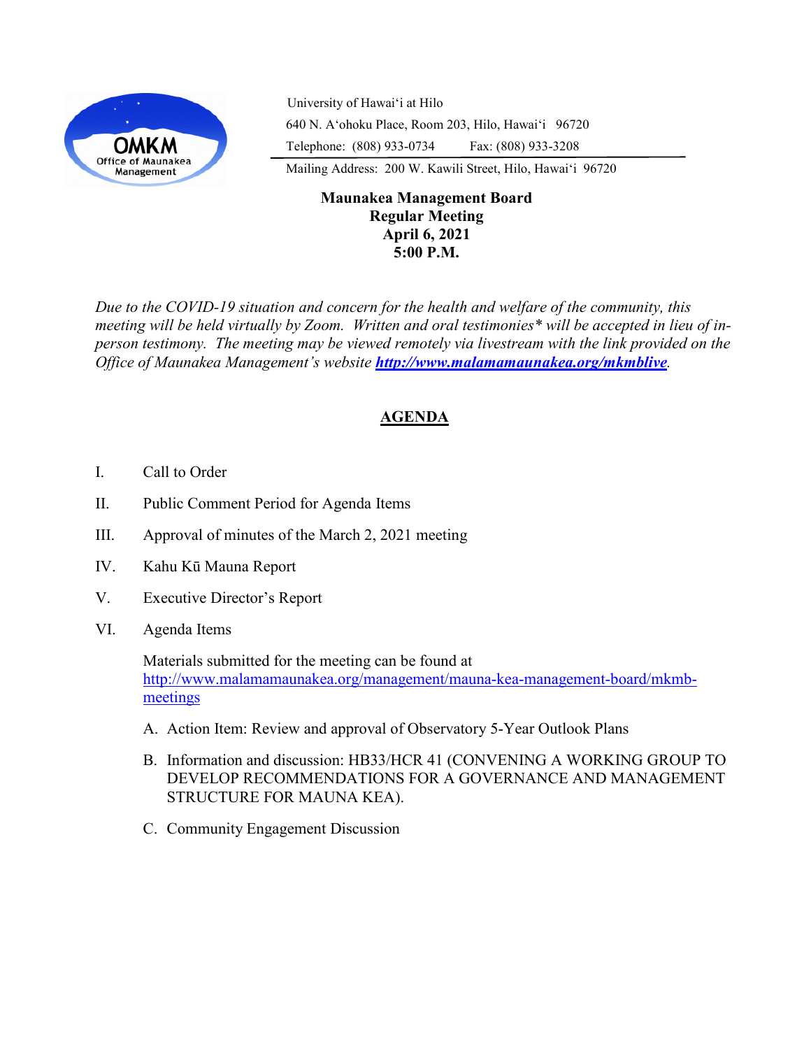OMKM
Office of Maunakea Management

University of Hawaiʻi at Hilo
640 N. Aʻohoku Place, Room 203, Hilo, Hawaiʻi 96720
Telephone: (808) 933-0734 Fax: (808) 933-3208
Mailing Address: 200 W. Kawili Street, Hilo, Hawaiʻi 96720

**Maunakea Management Board**
**Regular Meeting**
**April 6, 2021**
**5:00 P.M.**

*Due to the COVID-19 situation and concern for the health and welfare of the community, this meeting will be held virtually by Zoom. Written and oral testimonies* will be accepted in lieu of in-person testimony. The meeting may be viewed remotely via livestream with the link provided on the Office of Maunakea Management's website* ***http://www.malamamaunakea.org/mkmblive***.

## AGENDA

I. Call to Order

II. Public Comment Period for Agenda Items

III. Approval of minutes of the March 2, 2021 meeting

IV. Kahu Kū Mauna Report

V. Executive Director's Report

VI. Agenda Items

Materials submitted for the meeting can be found at http://www.malamamaunakea.org/management/mauna-kea-management-board/mkmb-meetings

A. Action Item: Review and approval of Observatory 5-Year Outlook Plans

B. Information and discussion: HB33/HCR 41 (CONVENING A WORKING GROUP TO DEVELOP RECOMMENDATIONS FOR A GOVERNANCE AND MANAGEMENT STRUCTURE FOR MAUNA KEA).

C. Community Engagement Discussion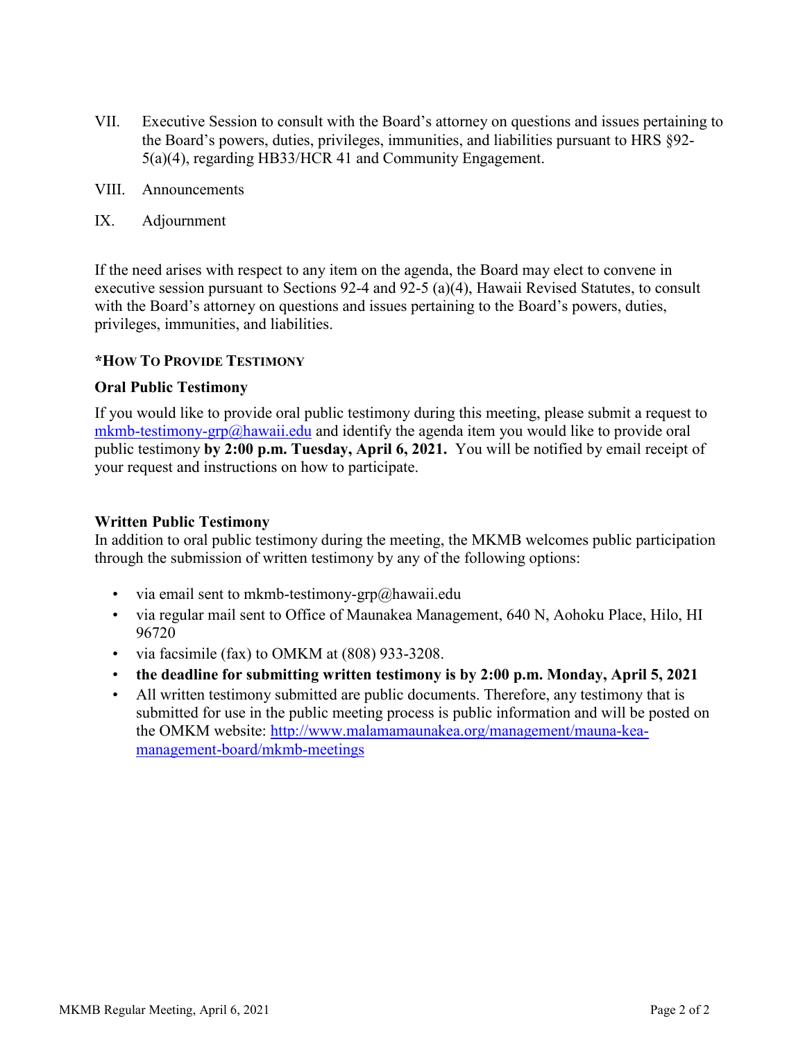VII. Executive Session to consult with the Board's attorney on questions and issues pertaining to the Board's powers, duties, privileges, immunities, and liabilities pursuant to HRS §92-5(a)(4), regarding HB33/HCR 41 and Community Engagement.

VIII. Announcements

IX. Adjournment

If the need arises with respect to any item on the agenda, the Board may elect to convene in executive session pursuant to Sections 92-4 and 92-5 (a)(4), Hawaii Revised Statutes, to consult with the Board's attorney on questions and issues pertaining to the Board's powers, duties, privileges, immunities, and liabilities.

### *HOW TO PROVIDE TESTIMONY

### Oral Public Testimony

If you would like to provide oral public testimony during this meeting, please submit a request to mkmb-testimony-grp@hawaii.edu and identify the agenda item you would like to provide oral public testimony **by 2:00 p.m. Tuesday, April 6, 2021.** You will be notified by email receipt of your request and instructions on how to participate.

### Written Public Testimony

In addition to oral public testimony during the meeting, the MKMB welcomes public participation through the submission of written testimony by any of the following options:

- via email sent to mkmb-testimony-grp@hawaii.edu
- via regular mail sent to Office of Maunakea Management, 640 N, Aohoku Place, Hilo, HI 96720
- via facsimile (fax) to OMKM at (808) 933-3208.
- **the deadline for submitting written testimony is by 2:00 p.m. Monday, April 5, 2021**
- All written testimony submitted are public documents. Therefore, any testimony that is submitted for use in the public meeting process is public information and will be posted on the OMKM website: http://www.malamamaunakea.org/management/mauna-kea-management-board/mkmb-meetings